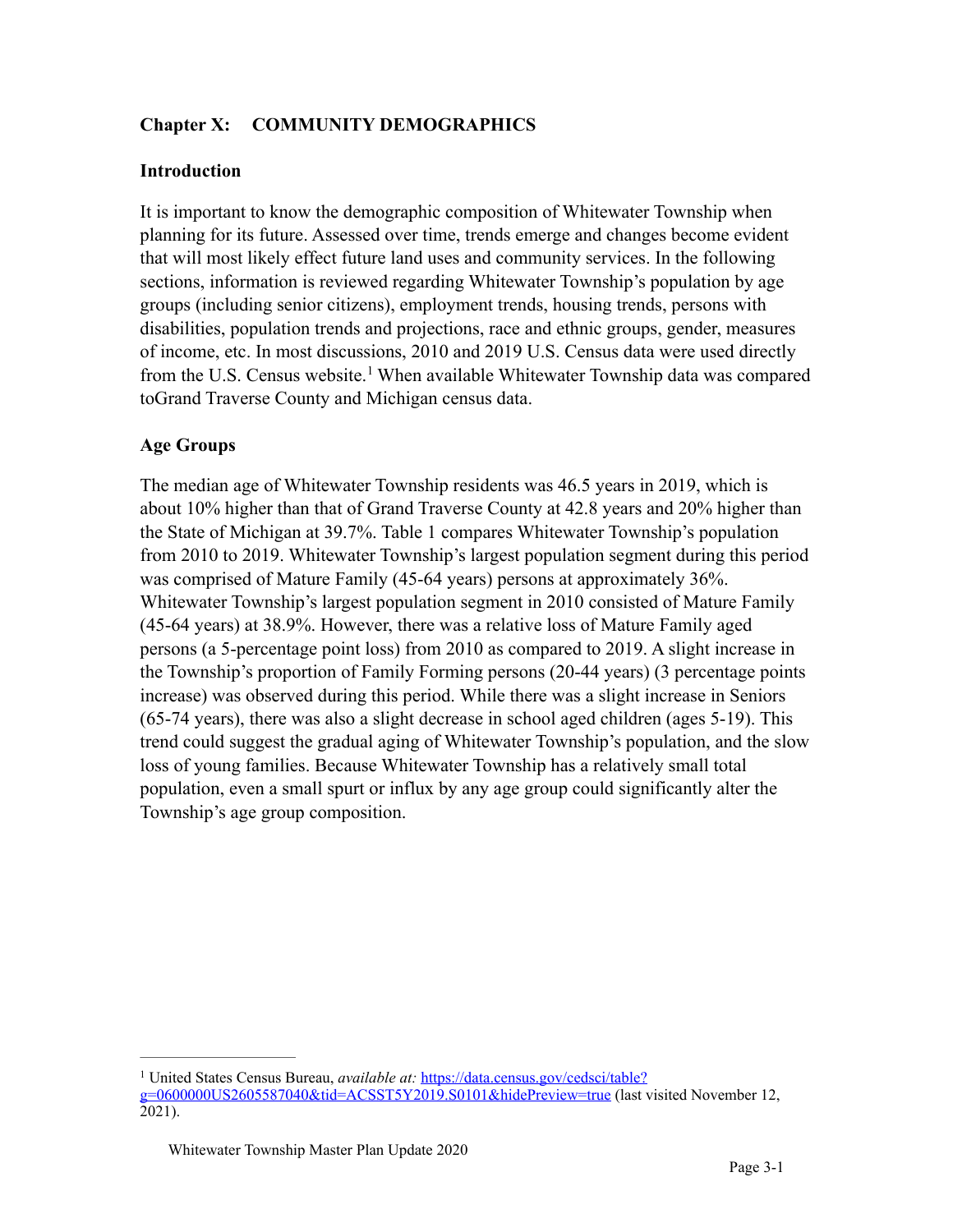## Chapter X: COMMUNITY DEMOGRAPHICS

### Introduction

It is important to know the demographic composition of Whitewater Township when planning for its future. Assessed over time, trends emerge and changes become evident that will most likely effect future land uses and community services. In the following sections, information is reviewed regarding Whitewater Township's population by age groups (including senior citizens), employment trends, housing trends, persons with disabilities, population trends and projections, race and ethnic groups, gender, measures of income, etc. In most discussions, 2010 and 2019 U.S. Census data were used directly from the U.S. Census website.[1] When available Whitewater Township data was compared toGrand Traverse County and Michigan census data.

### Age Groups

The median age of Whitewater Township residents was 46.5 years in 2019, which is about 10% higher than that of Grand Traverse County at 42.8 years and 20% higher than the State of Michigan at 39.7%. Table 1 compares Whitewater Township's population from 2010 to 2019. Whitewater Township's largest population segment during this period was comprised of Mature Family (45-64 years) persons at approximately 36%. Whitewater Township's largest population segment in 2010 consisted of Mature Family (45-64 years) at 38.9%. However, there was a relative loss of Mature Family aged persons (a 5-percentage point loss) from 2010 as compared to 2019. A slight increase in the Township's proportion of Family Forming persons (20-44 years) (3 percentage points increase) was observed during this period. While there was a slight increase in Seniors (65-74 years), there was also a slight decrease in school aged children (ages 5-19). This trend could suggest the gradual aging of Whitewater Township's population, and the slow loss of young families. Because Whitewater Township has a relatively small total population, even a small spurt or influx by any age group could significantly alter the Township's age group composition.

---

[1] United States Census Bureau, *available at:* https://data.census.gov/cedsci/table?g=0600000US2605587040&tid=ACSST5Y2019.S0101&hidePreview=true (last visited November 12, 2021).

Whitewater Township Master Plan Update 2020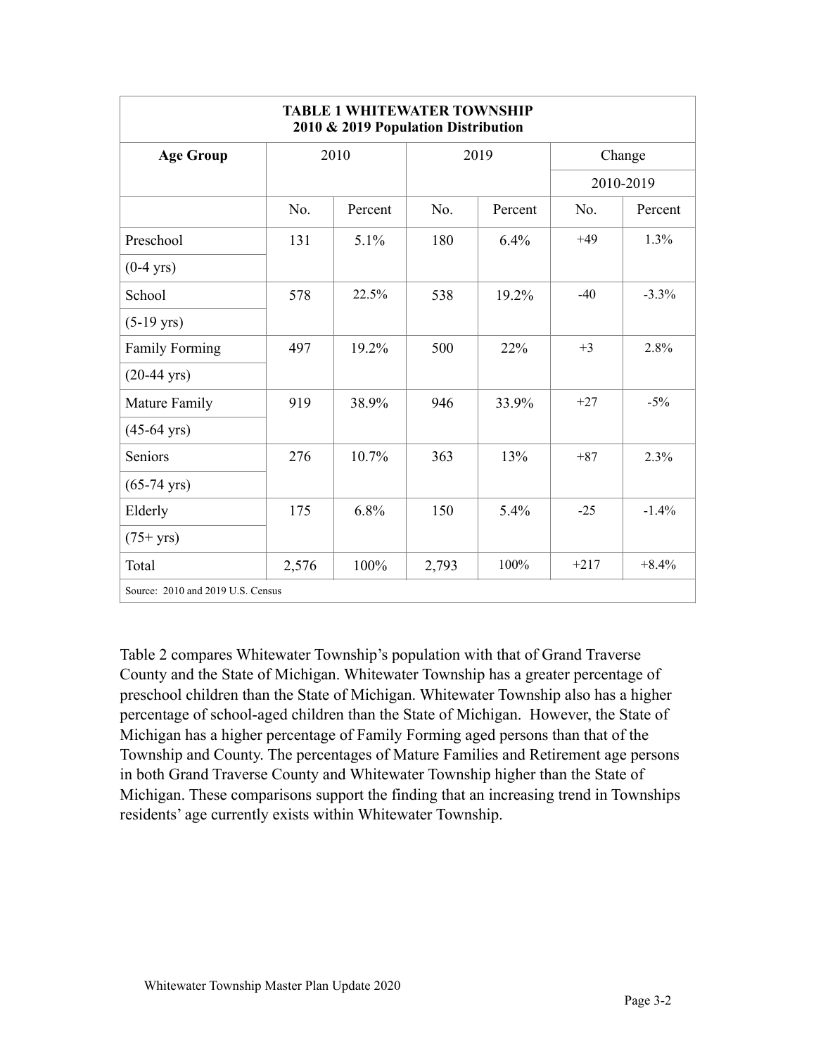| TABLE 1 WHITEWATER TOWNSHIP 2010 & 2019 Population Distribution | | | | | | |
|---|---|---|---|---|---|---|
| **Age Group** | 2010 | | 2019 | | Change 2010-2019 | |
| | No. | Percent | No. | Percent | No. | Percent |
| Preschool (0-4 yrs) | 131 | 5.1% | 180 | 6.4% | +49 | 1.3% |
| School (5-19 yrs) | 578 | 22.5% | 538 | 19.2% | -40 | -3.3% |
| Family Forming (20-44 yrs) | 497 | 19.2% | 500 | 22% | +3 | 2.8% |
| Mature Family (45-64 yrs) | 919 | 38.9% | 946 | 33.9% | +27 | -5% |
| Seniors (65-74 yrs) | 276 | 10.7% | 363 | 13% | +87 | 2.3% |
| Elderly (75+ yrs) | 175 | 6.8% | 150 | 5.4% | -25 | -1.4% |
| Total | 2,576 | 100% | 2,793 | 100% | +217 | +8.4% |
| Source: 2010 and 2019 U.S. Census | | | | | | |

Table 2 compares Whitewater Township's population with that of Grand Traverse County and the State of Michigan. Whitewater Township has a greater percentage of preschool children than the State of Michigan. Whitewater Township also has a higher percentage of school-aged children than the State of Michigan. However, the State of Michigan has a higher percentage of Family Forming aged persons than that of the Township and County. The percentages of Mature Families and Retirement age persons in both Grand Traverse County and Whitewater Township higher than the State of Michigan. These comparisons support the finding that an increasing trend in Townships residents' age currently exists within Whitewater Township.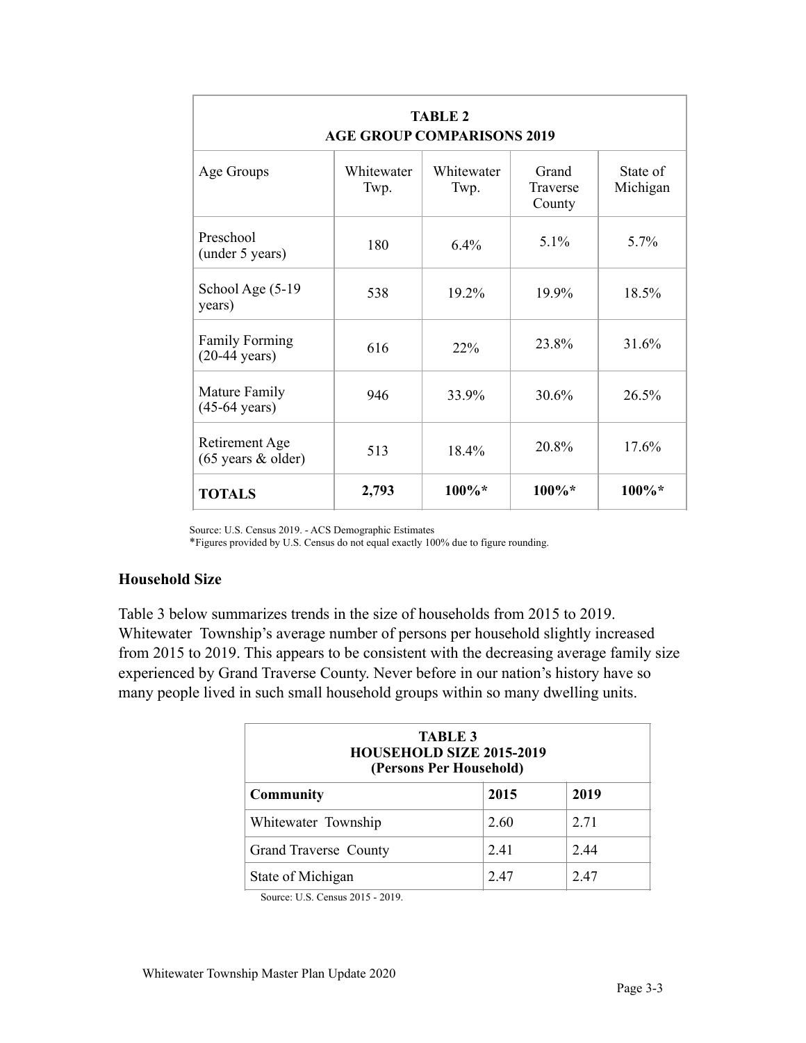| TABLE 2 AGE GROUP COMPARISONS 2019 | | | | |
|---|---|---|---|---|
| Age Groups | Whitewater Twp. | Whitewater Twp. | Grand Traverse County | State of Michigan |
| Preschool (under 5 years) | 180 | 6.4% | 5.1% | 5.7% |
| School Age (5-19 years) | 538 | 19.2% | 19.9% | 18.5% |
| Family Forming (20-44 years) | 616 | 22% | 23.8% | 31.6% |
| Mature Family (45-64 years) | 946 | 33.9% | 30.6% | 26.5% |
| Retirement Age (65 years & older) | 513 | 18.4% | 20.8% | 17.6% |
| **TOTALS** | **2,793** | **100%*** | **100%*** | **100%*** |

Source: U.S. Census 2019. - ACS Demographic Estimates
*Figures provided by U.S. Census do not equal exactly 100% due to figure rounding.

### Household Size

Table 3 below summarizes trends in the size of households from 2015 to 2019. Whitewater Township's average number of persons per household slightly increased from 2015 to 2019. This appears to be consistent with the decreasing average family size experienced by Grand Traverse County. Never before in our nation's history have so many people lived in such small household groups within so many dwelling units.

| TABLE 3 HOUSEHOLD SIZE 2015-2019 (Persons Per Household) | | |
|---|---|---|
| **Community** | **2015** | **2019** |
| Whitewater Township | 2.60 | 2.71 |
| Grand Traverse County | 2.41 | 2.44 |
| State of Michigan | 2.47 | 2.47 |

Source: U.S. Census 2015 - 2019.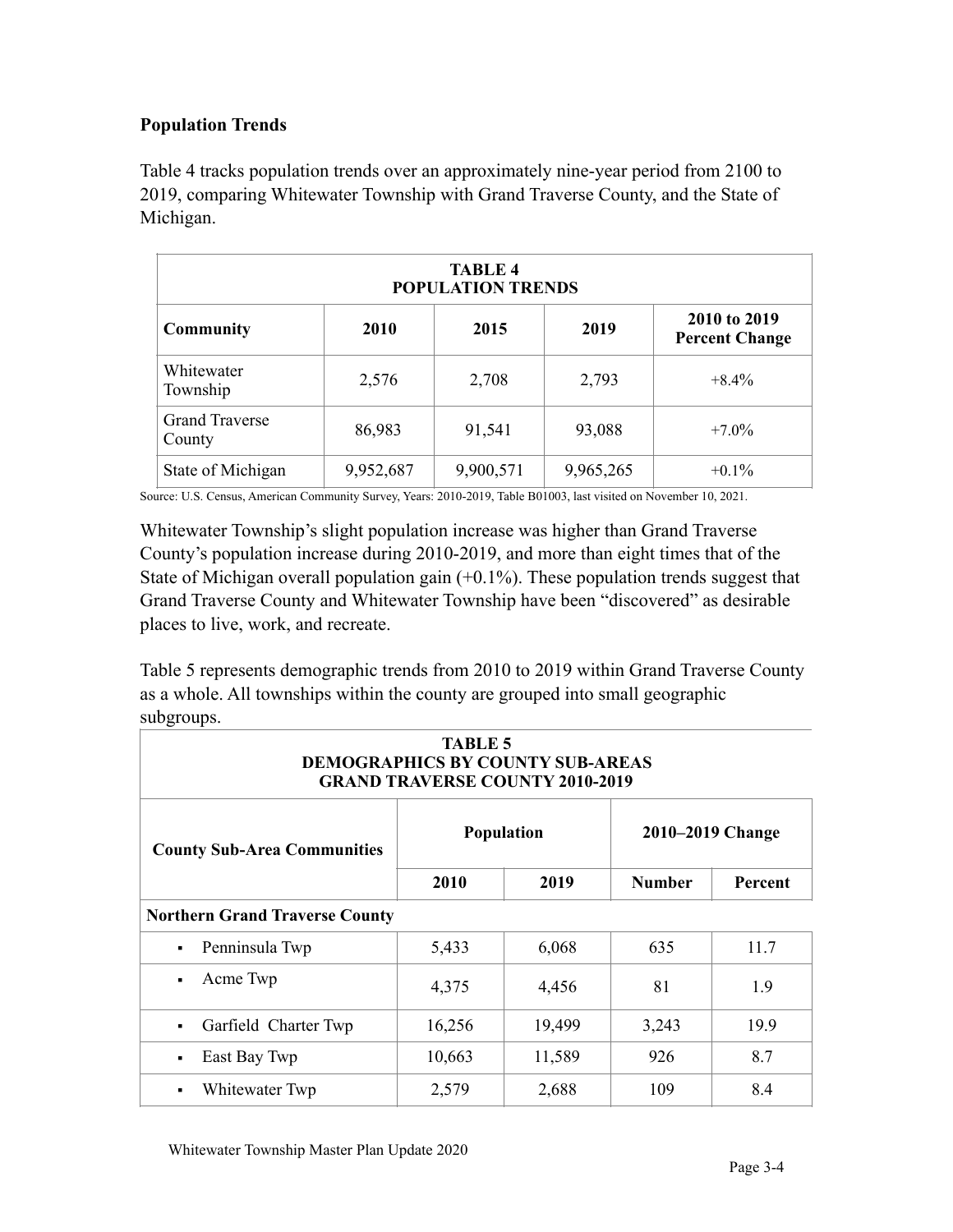**Population Trends**

Table 4 tracks population trends over an approximately nine-year period from 2100 to 2019, comparing Whitewater Township with Grand Traverse County, and the State of Michigan.

| **TABLE 4<br>POPULATION TRENDS** | | | | |
|---|---|---|---|---|
| **Community** | **2010** | **2015** | **2019** | **2010 to 2019 Percent Change** |
| Whitewater Township | 2,576 | 2,708 | 2,793 | +8.4% |
| Grand Traverse County | 86,983 | 91,541 | 93,088 | +7.0% |
| State of Michigan | 9,952,687 | 9,900,571 | 9,965,265 | +0.1% |

Source: U.S. Census, American Community Survey, Years: 2010-2019, Table B01003, last visited on November 10, 2021.

Whitewater Township's slight population increase was higher than Grand Traverse County's population increase during 2010-2019, and more than eight times that of the State of Michigan overall population gain (+0.1%). These population trends suggest that Grand Traverse County and Whitewater Township have been "discovered" as desirable places to live, work, and recreate.

Table 5 represents demographic trends from 2010 to 2019 within Grand Traverse County as a whole. All townships within the county are grouped into small geographic subgroups.

| **TABLE 5<br>DEMOGRAPHICS BY COUNTY SUB-AREAS<br>GRAND TRAVERSE COUNTY 2010-2019** | | | | |
|---|---|---|---|---|
| **County Sub-Area Communities** | **Population** | | **2010–2019 Change** | |
| | **2010** | **2019** | **Number** | **Percent** |
| **Northern Grand Traverse County** | | | | |
| ▪ Penninsula Twp | 5,433 | 6,068 | 635 | 11.7 |
| ▪ Acme Twp | 4,375 | 4,456 | 81 | 1.9 |
| ▪ Garfield Charter Twp | 16,256 | 19,499 | 3,243 | 19.9 |
| ▪ East Bay Twp | 10,663 | 11,589 | 926 | 8.7 |
| ▪ Whitewater Twp | 2,579 | 2,688 | 109 | 8.4 |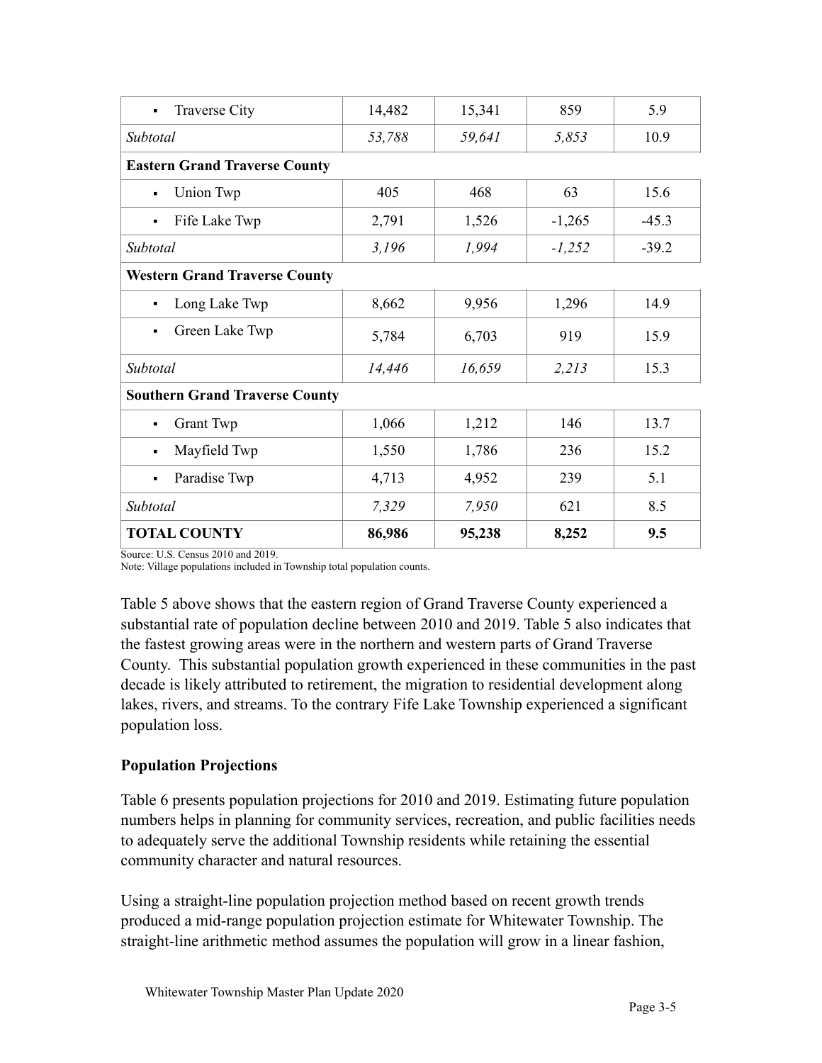| | | | | |
|---|---|---|---|---|
| ▪ Traverse City | 14,482 | 15,341 | 859 | 5.9 |
| *Subtotal* | *53,788* | *59,641* | *5,853* | 10.9 |
| **Eastern Grand Traverse County** | | | | |
| ▪ Union Twp | 405 | 468 | 63 | 15.6 |
| ▪ Fife Lake Twp | 2,791 | 1,526 | -1,265 | -45.3 |
| *Subtotal* | *3,196* | *1,994* | *-1,252* | -39.2 |
| **Western Grand Traverse County** | | | | |
| ▪ Long Lake Twp | 8,662 | 9,956 | 1,296 | 14.9 |
| ▪ Green Lake Twp | 5,784 | 6,703 | 919 | 15.9 |
| *Subtotal* | *14,446* | *16,659* | *2,213* | 15.3 |
| **Southern Grand Traverse County** | | | | |
| ▪ Grant Twp | 1,066 | 1,212 | 146 | 13.7 |
| ▪ Mayfield Twp | 1,550 | 1,786 | 236 | 15.2 |
| ▪ Paradise Twp | 4,713 | 4,952 | 239 | 5.1 |
| *Subtotal* | *7,329* | *7,950* | 621 | 8.5 |
| **TOTAL COUNTY** | **86,986** | **95,238** | **8,252** | **9.5** |

Source: U.S. Census 2010 and 2019.
Note: Village populations included in Township total population counts.

Table 5 above shows that the eastern region of Grand Traverse County experienced a substantial rate of population decline between 2010 and 2019. Table 5 also indicates that the fastest growing areas were in the northern and western parts of Grand Traverse County. This substantial population growth experienced in these communities in the past decade is likely attributed to retirement, the migration to residential development along lakes, rivers, and streams. To the contrary Fife Lake Township experienced a significant population loss.

## Population Projections

Table 6 presents population projections for 2010 and 2019. Estimating future population numbers helps in planning for community services, recreation, and public facilities needs to adequately serve the additional Township residents while retaining the essential community character and natural resources.

Using a straight-line population projection method based on recent growth trends produced a mid-range population projection estimate for Whitewater Township. The straight-line arithmetic method assumes the population will grow in a linear fashion,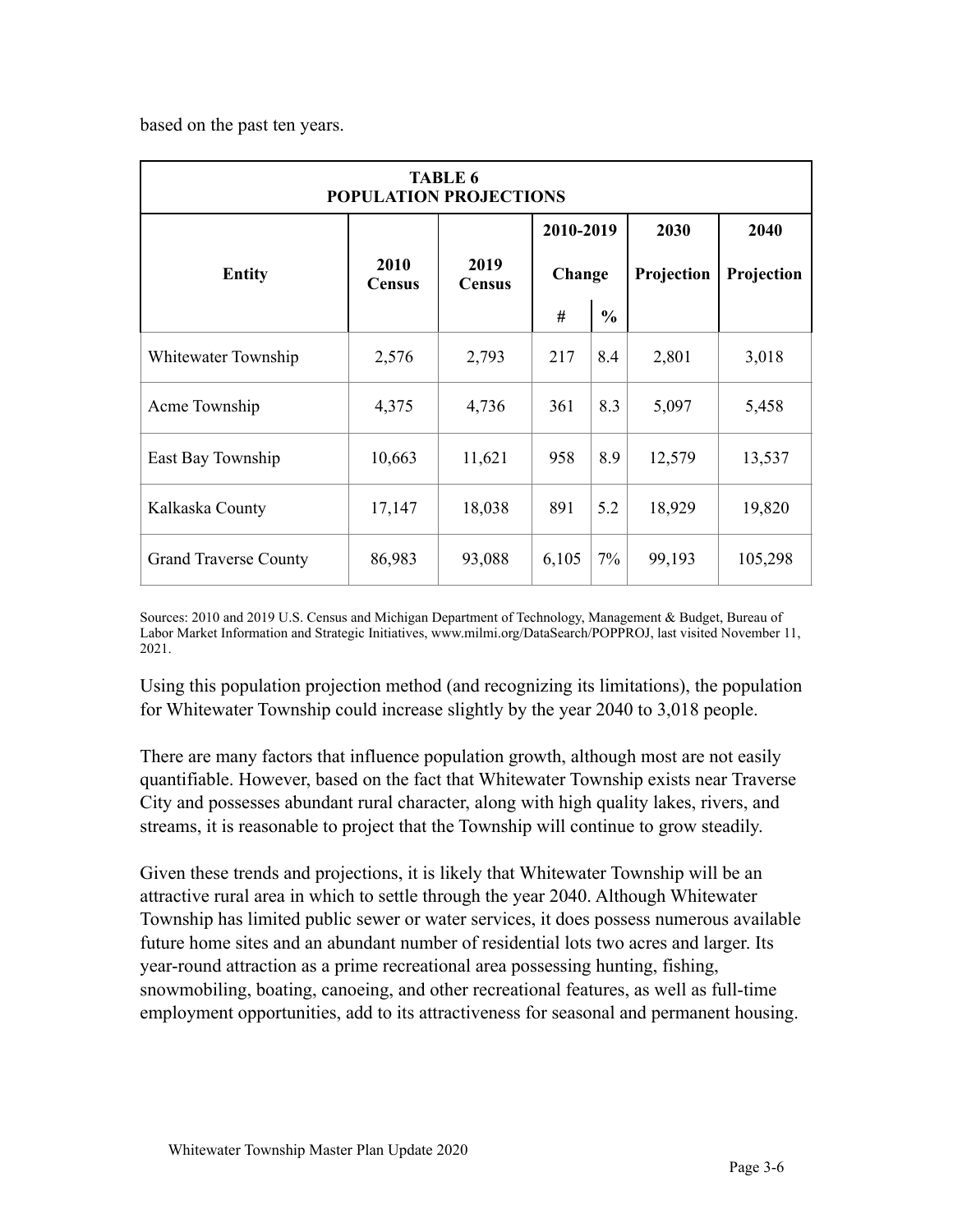based on the past ten years.

| TABLE 6 POPULATION PROJECTIONS | | | | | | |
|---|---|---|---|---|---|---|
| Entity | 2010 Census | 2019 Census | 2010-2019 Change | | 2030 Projection | 2040 Projection |
| | | | # | % | | |
| Whitewater Township | 2,576 | 2,793 | 217 | 8.4 | 2,801 | 3,018 |
| Acme Township | 4,375 | 4,736 | 361 | 8.3 | 5,097 | 5,458 |
| East Bay Township | 10,663 | 11,621 | 958 | 8.9 | 12,579 | 13,537 |
| Kalkaska County | 17,147 | 18,038 | 891 | 5.2 | 18,929 | 19,820 |
| Grand Traverse County | 86,983 | 93,088 | 6,105 | 7% | 99,193 | 105,298 |

Sources: 2010 and 2019 U.S. Census and Michigan Department of Technology, Management & Budget, Bureau of Labor Market Information and Strategic Initiatives, www.milmi.org/DataSearch/POPPROJ, last visited November 11, 2021.

Using this population projection method (and recognizing its limitations), the population for Whitewater Township could increase slightly by the year 2040 to 3,018 people.

There are many factors that influence population growth, although most are not easily quantifiable. However, based on the fact that Whitewater Township exists near Traverse City and possesses abundant rural character, along with high quality lakes, rivers, and streams, it is reasonable to project that the Township will continue to grow steadily.

Given these trends and projections, it is likely that Whitewater Township will be an attractive rural area in which to settle through the year 2040. Although Whitewater Township has limited public sewer or water services, it does possess numerous available future home sites and an abundant number of residential lots two acres and larger. Its year-round attraction as a prime recreational area possessing hunting, fishing, snowmobiling, boating, canoeing, and other recreational features, as well as full-time employment opportunities, add to its attractiveness for seasonal and permanent housing.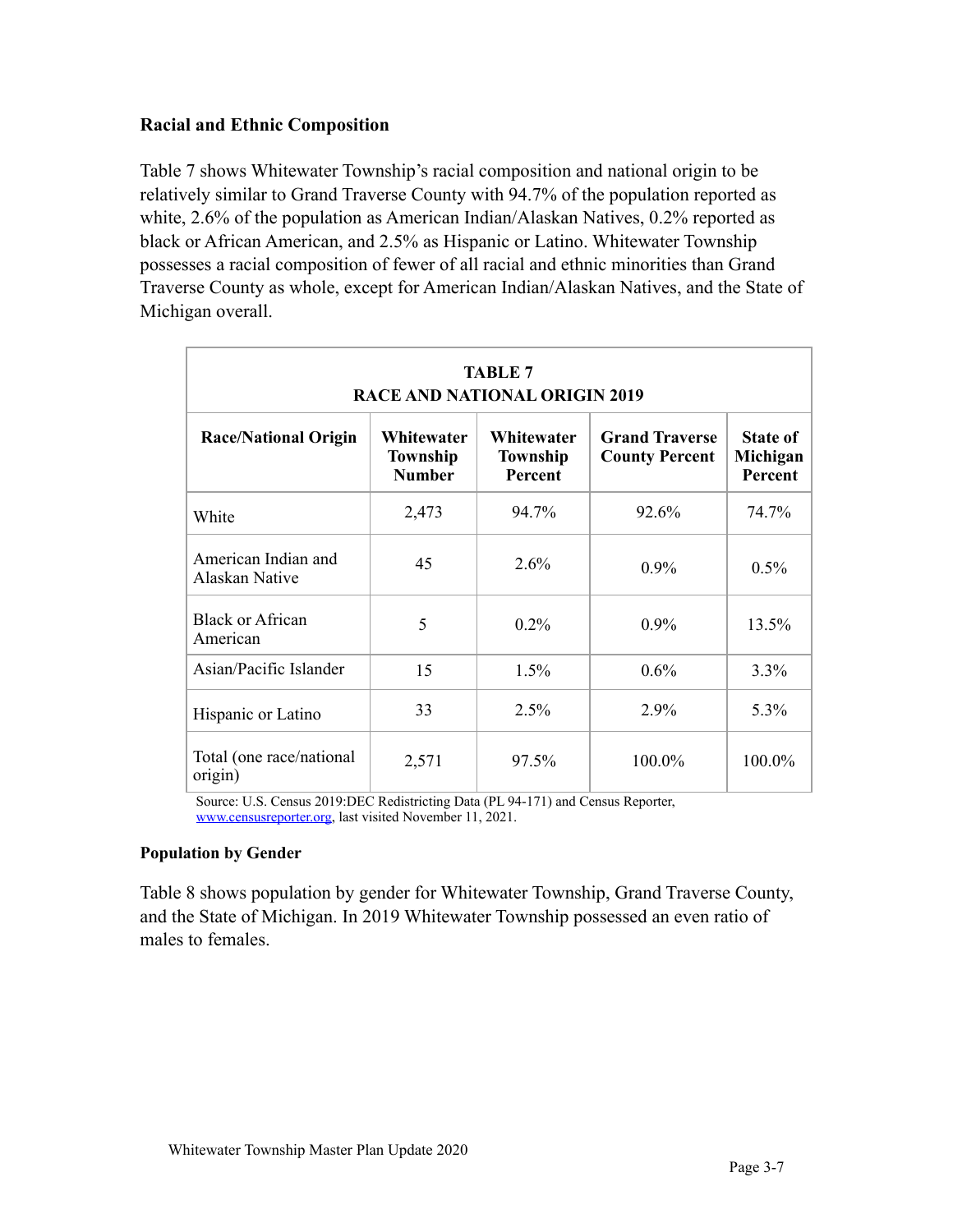### Racial and Ethnic Composition

Table 7 shows Whitewater Township's racial composition and national origin to be relatively similar to Grand Traverse County with 94.7% of the population reported as white, 2.6% of the population as American Indian/Alaskan Natives, 0.2% reported as black or African American, and 2.5% as Hispanic or Latino. Whitewater Township possesses a racial composition of fewer of all racial and ethnic minorities than Grand Traverse County as whole, except for American Indian/Alaskan Natives, and the State of Michigan overall.

**TABLE 7**
**RACE AND NATIONAL ORIGIN 2019**

| Race/National Origin | Whitewater Township Number | Whitewater Township Percent | Grand Traverse County Percent | State of Michigan Percent |
|---|---|---|---|---|
| White | 2,473 | 94.7% | 92.6% | 74.7% |
| American Indian and Alaskan Native | 45 | 2.6% | 0.9% | 0.5% |
| Black or African American | 5 | 0.2% | 0.9% | 13.5% |
| Asian/Pacific Islander | 15 | 1.5% | 0.6% | 3.3% |
| Hispanic or Latino | 33 | 2.5% | 2.9% | 5.3% |
| Total (one race/national origin) | 2,571 | 97.5% | 100.0% | 100.0% |

Source: U.S. Census 2019:DEC Redistricting Data (PL 94-171) and Census Reporter, www.censusreporter.org, last visited November 11, 2021.

### Population by Gender

Table 8 shows population by gender for Whitewater Township, Grand Traverse County, and the State of Michigan. In 2019 Whitewater Township possessed an even ratio of males to females.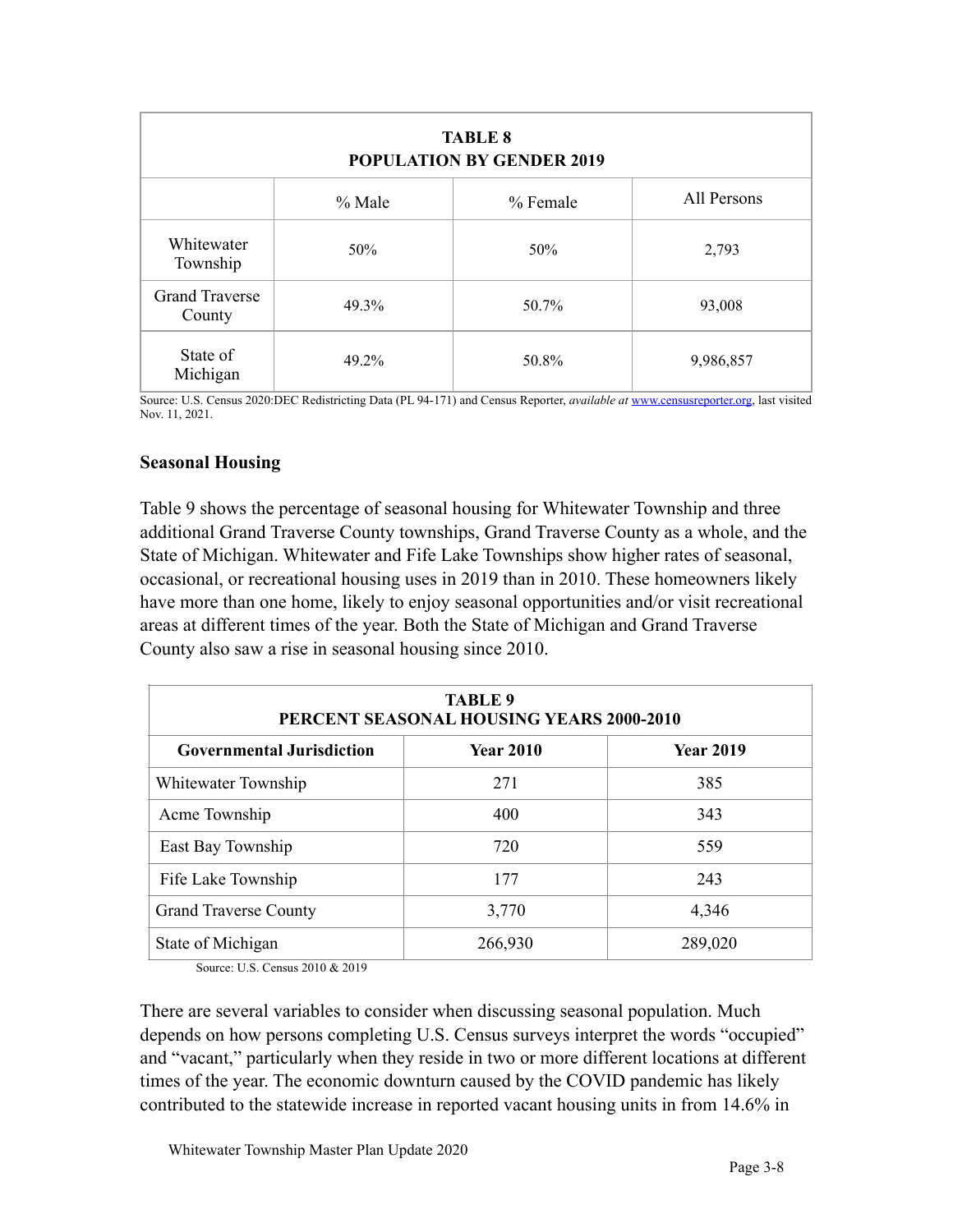| TABLE 8<br>POPULATION BY GENDER 2019 | | | |
|---|---|---|---|
| | % Male | % Female | All Persons |
| Whitewater Township | 50% | 50% | 2,793 |
| Grand Traverse County | 49.3% | 50.7% | 93,008 |
| State of Michigan | 49.2% | 50.8% | 9,986,857 |

Source: U.S. Census 2020:DEC Redistricting Data (PL 94-171) and Census Reporter, *available at* www.censusreporter.org, last visited Nov. 11, 2021.

### Seasonal Housing

Table 9 shows the percentage of seasonal housing for Whitewater Township and three additional Grand Traverse County townships, Grand Traverse County as a whole, and the State of Michigan. Whitewater and Fife Lake Townships show higher rates of seasonal, occasional, or recreational housing uses in 2019 than in 2010. These homeowners likely have more than one home, likely to enjoy seasonal opportunities and/or visit recreational areas at different times of the year. Both the State of Michigan and Grand Traverse County also saw a rise in seasonal housing since 2010.

| TABLE 9<br>PERCENT SEASONAL HOUSING YEARS 2000-2010 | | |
|---|---|---|
| **Governmental Jurisdiction** | **Year 2010** | **Year 2019** |
| Whitewater Township | 271 | 385 |
| Acme Township | 400 | 343 |
| East Bay Township | 720 | 559 |
| Fife Lake Township | 177 | 243 |
| Grand Traverse County | 3,770 | 4,346 |
| State of Michigan | 266,930 | 289,020 |

Source: U.S. Census 2010 & 2019

There are several variables to consider when discussing seasonal population. Much depends on how persons completing U.S. Census surveys interpret the words "occupied" and "vacant," particularly when they reside in two or more different locations at different times of the year. The economic downturn caused by the COVID pandemic has likely contributed to the statewide increase in reported vacant housing units in from 14.6% in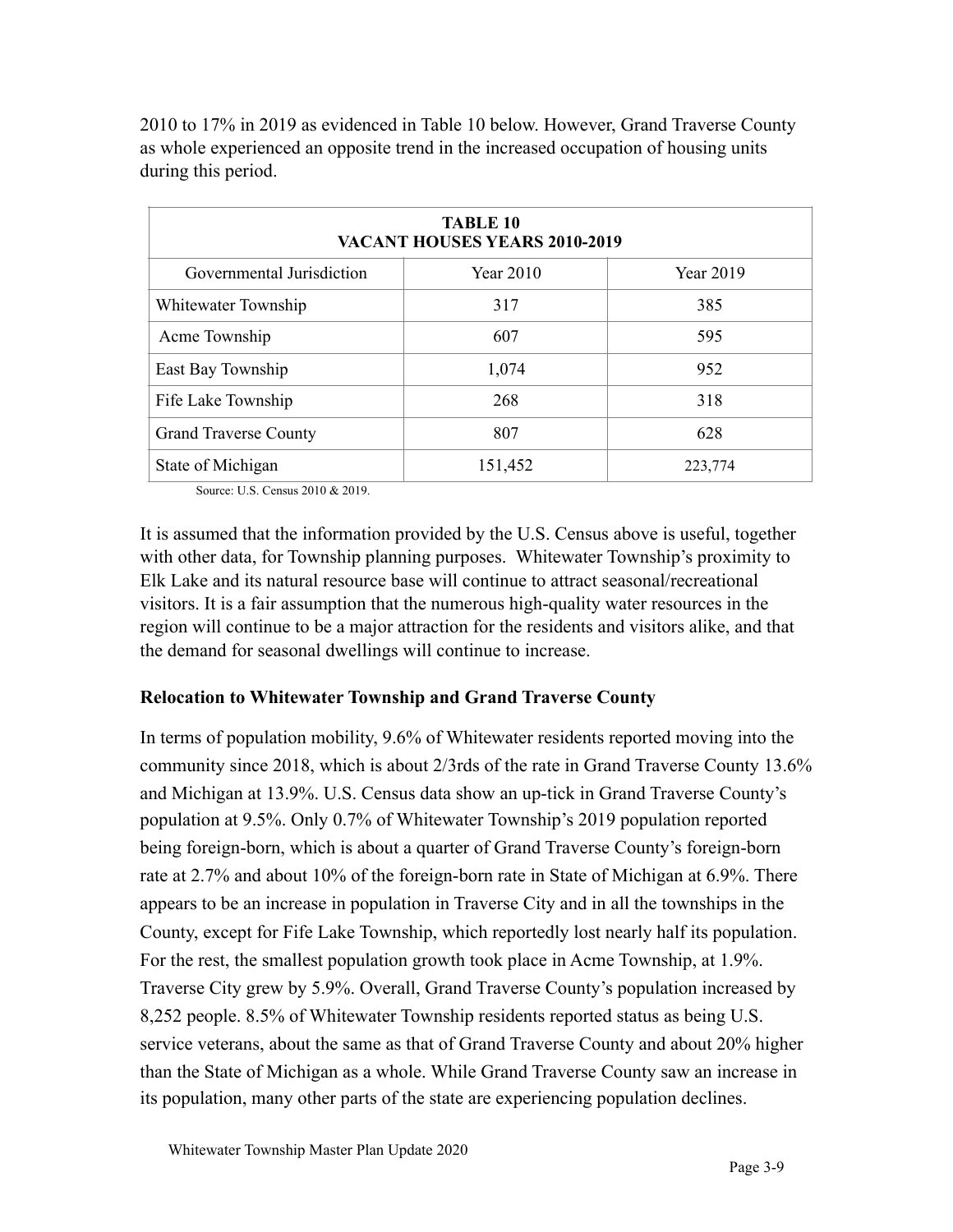2010 to 17% in 2019 as evidenced in Table 10 below. However, Grand Traverse County as whole experienced an opposite trend in the increased occupation of housing units during this period.

**TABLE 10**
**VACANT HOUSES YEARS 2010-2019**

| Governmental Jurisdiction | Year 2010 | Year 2019 |
|---|---|---|
| Whitewater Township | 317 | 385 |
| Acme Township | 607 | 595 |
| East Bay Township | 1,074 | 952 |
| Fife Lake Township | 268 | 318 |
| Grand Traverse County | 807 | 628 |
| State of Michigan | 151,452 | 223,774 |

Source: U.S. Census 2010 & 2019.

It is assumed that the information provided by the U.S. Census above is useful, together with other data, for Township planning purposes. Whitewater Township's proximity to Elk Lake and its natural resource base will continue to attract seasonal/recreational visitors. It is a fair assumption that the numerous high-quality water resources in the region will continue to be a major attraction for the residents and visitors alike, and that the demand for seasonal dwellings will continue to increase.

### Relocation to Whitewater Township and Grand Traverse County

In terms of population mobility, 9.6% of Whitewater residents reported moving into the community since 2018, which is about 2/3rds of the rate in Grand Traverse County 13.6% and Michigan at 13.9%. U.S. Census data show an up-tick in Grand Traverse County's population at 9.5%. Only 0.7% of Whitewater Township's 2019 population reported being foreign-born, which is about a quarter of Grand Traverse County's foreign-born rate at 2.7% and about 10% of the foreign-born rate in State of Michigan at 6.9%. There appears to be an increase in population in Traverse City and in all the townships in the County, except for Fife Lake Township, which reportedly lost nearly half its population. For the rest, the smallest population growth took place in Acme Township, at 1.9%. Traverse City grew by 5.9%. Overall, Grand Traverse County's population increased by 8,252 people. 8.5% of Whitewater Township residents reported status as being U.S. service veterans, about the same as that of Grand Traverse County and about 20% higher than the State of Michigan as a whole. While Grand Traverse County saw an increase in its population, many other parts of the state are experiencing population declines.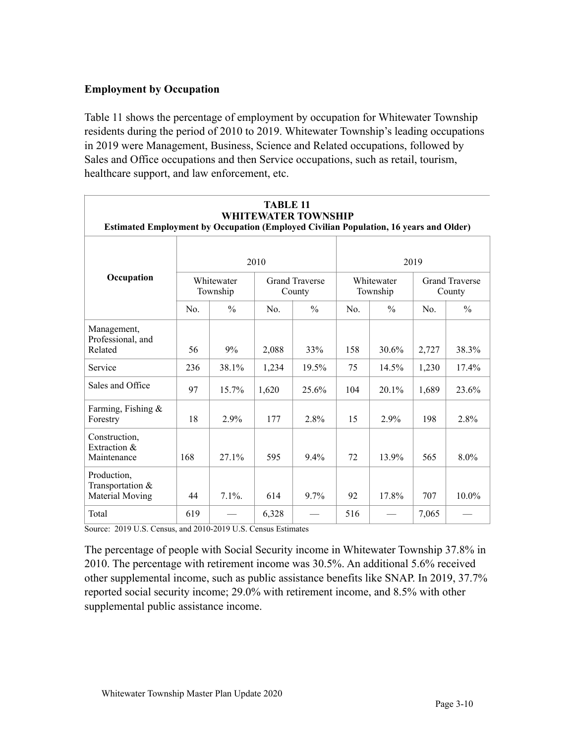**Employment by Occupation**

Table 11 shows the percentage of employment by occupation for Whitewater Township residents during the period of 2010 to 2019. Whitewater Township's leading occupations in 2019 were Management, Business, Science and Related occupations, followed by Sales and Office occupations and then Service occupations, such as retail, tourism, healthcare support, and law enforcement, etc.

**TABLE 11**
**WHITEWATER TOWNSHIP**
**Estimated Employment by Occupation (Employed Civilian Population, 16 years and Older)**

| Occupation | 2010 | | | | 2019 | | | |
|---|---|---|---|---|---|---|---|---|
| | Whitewater Township | | Grand Traverse County | | Whitewater Township | | Grand Traverse County | |
| | No. | % | No. | % | No. | % | No. | % |
| Management, Professional, and Related | 56 | 9% | 2,088 | 33% | 158 | 30.6% | 2,727 | 38.3% |
| Service | 236 | 38.1% | 1,234 | 19.5% | 75 | 14.5% | 1,230 | 17.4% |
| Sales and Office | 97 | 15.7% | 1,620 | 25.6% | 104 | 20.1% | 1,689 | 23.6% |
| Farming, Fishing & Forestry | 18 | 2.9% | 177 | 2.8% | 15 | 2.9% | 198 | 2.8% |
| Construction, Extraction & Maintenance | 168 | 27.1% | 595 | 9.4% | 72 | 13.9% | 565 | 8.0% |
| Production, Transportation & Material Moving | 44 | 7.1%. | 614 | 9.7% | 92 | 17.8% | 707 | 10.0% |
| Total | 619 | — | 6,328 | — | 516 | — | 7,065 | — |

Source: 2019 U.S. Census, and 2010-2019 U.S. Census Estimates

The percentage of people with Social Security income in Whitewater Township 37.8% in 2010. The percentage with retirement income was 30.5%. An additional 5.6% received other supplemental income, such as public assistance benefits like SNAP. In 2019, 37.7% reported social security income; 29.0% with retirement income, and 8.5% with other supplemental public assistance income.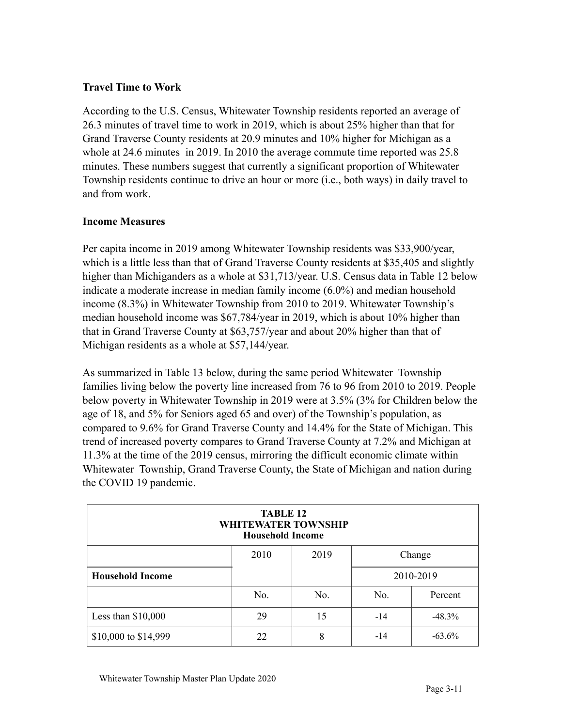**Travel Time to Work**

According to the U.S. Census, Whitewater Township residents reported an average of 26.3 minutes of travel time to work in 2019, which is about 25% higher than that for Grand Traverse County residents at 20.9 minutes and 10% higher for Michigan as a whole at 24.6 minutes in 2019. In 2010 the average commute time reported was 25.8 minutes. These numbers suggest that currently a significant proportion of Whitewater Township residents continue to drive an hour or more (i.e., both ways) in daily travel to and from work.

**Income Measures**

Per capita income in 2019 among Whitewater Township residents was $33,900/year, which is a little less than that of Grand Traverse County residents at $35,405 and slightly higher than Michiganders as a whole at $31,713/year. U.S. Census data in Table 12 below indicate a moderate increase in median family income (6.0%) and median household income (8.3%) in Whitewater Township from 2010 to 2019. Whitewater Township's median household income was $67,784/year in 2019, which is about 10% higher than that in Grand Traverse County at $63,757/year and about 20% higher than that of Michigan residents as a whole at $57,144/year.

As summarized in Table 13 below, during the same period Whitewater Township families living below the poverty line increased from 76 to 96 from 2010 to 2019. People below poverty in Whitewater Township in 2019 were at 3.5% (3% for Children below the age of 18, and 5% for Seniors aged 65 and over) of the Township's population, as compared to 9.6% for Grand Traverse County and 14.4% for the State of Michigan. This trend of increased poverty compares to Grand Traverse County at 7.2% and Michigan at 11.3% at the time of the 2019 census, mirroring the difficult economic climate within Whitewater Township, Grand Traverse County, the State of Michigan and nation during the COVID 19 pandemic.

**TABLE 12**
**WHITEWATER TOWNSHIP**
**Household Income**

| | 2010 | 2019 | Change | |
|---|---|---|---|---|
| **Household Income** | | | 2010-2019 | |
| | No. | No. | No. | Percent |
| Less than $10,000 | 29 | 15 | -14 | -48.3% |
| $10,000 to $14,999 | 22 | 8 | -14 | -63.6% |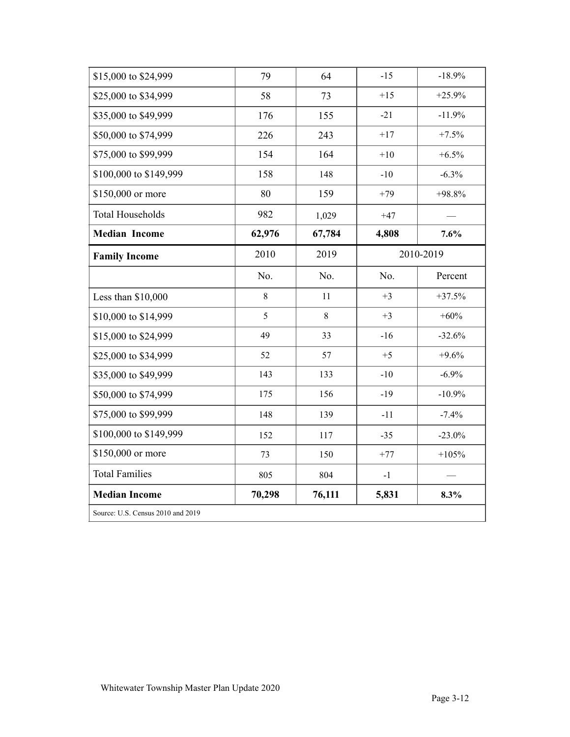| | | | | |
|---|---|---|---|---|
| $15,000 to $24,999 | 79 | 64 | -15 | -18.9% |
| $25,000 to $34,999 | 58 | 73 | +15 | +25.9% |
| $35,000 to $49,999 | 176 | 155 | -21 | -11.9% |
| $50,000 to $74,999 | 226 | 243 | +17 | +7.5% |
| $75,000 to $99,999 | 154 | 164 | +10 | +6.5% |
| $100,000 to $149,999 | 158 | 148 | -10 | -6.3% |
| $150,000 or more | 80 | 159 | +79 | +98.8% |
| Total Households | 982 | 1,029 | +47 | — |
| **Median Income** | **62,976** | **67,784** | **4,808** | **7.6%** |
| **Family Income** | 2010 | 2019 | 2010-2019 | |
| | No. | No. | No. | Percent |
| Less than $10,000 | 8 | 11 | +3 | +37.5% |
| $10,000 to $14,999 | 5 | 8 | +3 | +60% |
| $15,000 to $24,999 | 49 | 33 | -16 | -32.6% |
| $25,000 to $34,999 | 52 | 57 | +5 | +9.6% |
| $35,000 to $49,999 | 143 | 133 | -10 | -6.9% |
| $50,000 to $74,999 | 175 | 156 | -19 | -10.9% |
| $75,000 to $99,999 | 148 | 139 | -11 | -7.4% |
| $100,000 to $149,999 | 152 | 117 | -35 | -23.0% |
| $150,000 or more | 73 | 150 | +77 | +105% |
| Total Families | 805 | 804 | -1 | — |
| **Median Income** | **70,298** | **76,111** | **5,831** | **8.3%** |

Source: U.S. Census 2010 and 2019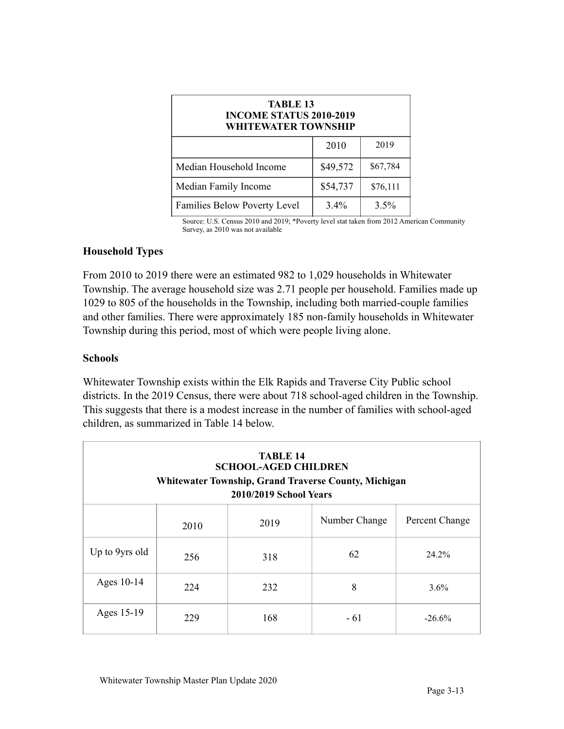| TABLE 13<br>INCOME STATUS 2010-2019<br>WHITEWATER TOWNSHIP | | |
|---|---|---|
| | 2010 | 2019 |
| Median Household Income | $49,572 | $67,784 |
| Median Family Income | $54,737 | $76,111 |
| Families Below Poverty Level | 3.4% | 3.5% |

Source: U.S. Census 2010 and 2019; *Poverty level stat taken from 2012 American Community Survey, as 2010 was not available

### Household Types

From 2010 to 2019 there were an estimated 982 to 1,029 households in Whitewater Township. The average household size was 2.71 people per household. Families made up 1029 to 805 of the households in the Township, including both married-couple families and other families. There were approximately 185 non-family households in Whitewater Township during this period, most of which were people living alone.

### Schools

Whitewater Township exists within the Elk Rapids and Traverse City Public school districts. In the 2019 Census, there were about 718 school-aged children in the Township. This suggests that there is a modest increase in the number of families with school-aged children, as summarized in Table 14 below.

| TABLE 14<br>SCHOOL-AGED CHILDREN<br>Whitewater Township, Grand Traverse County, Michigan<br>2010/2019 School Years | | | | |
|---|---|---|---|---|
| | 2010 | 2019 | Number Change | Percent Change |
| Up to 9yrs old | 256 | 318 | 62 | 24.2% |
| Ages 10-14 | 224 | 232 | 8 | 3.6% |
| Ages 15-19 | 229 | 168 | - 61 | -26.6% |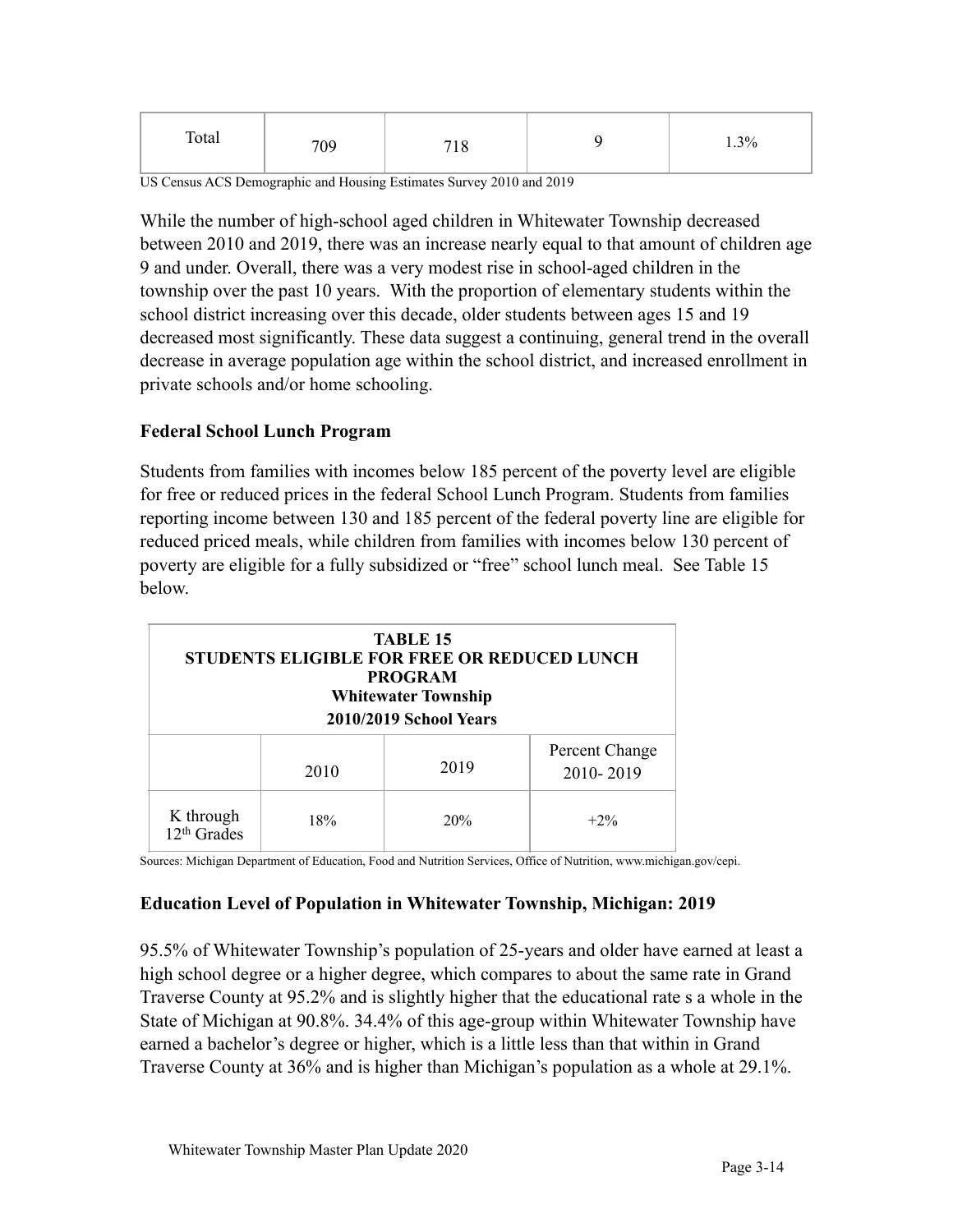| Total | 709 | 718 | 9 | 1.3% |
|---|---|---|---|---|

US Census ACS Demographic and Housing Estimates Survey 2010 and 2019

While the number of high-school aged children in Whitewater Township decreased between 2010 and 2019, there was an increase nearly equal to that amount of children age 9 and under. Overall, there was a very modest rise in school-aged children in the township over the past 10 years. With the proportion of elementary students within the school district increasing over this decade, older students between ages 15 and 19 decreased most significantly. These data suggest a continuing, general trend in the overall decrease in average population age within the school district, and increased enrollment in private schools and/or home schooling.

### Federal School Lunch Program

Students from families with incomes below 185 percent of the poverty level are eligible for free or reduced prices in the federal School Lunch Program. Students from families reporting income between 130 and 185 percent of the federal poverty line are eligible for reduced priced meals, while children from families with incomes below 130 percent of poverty are eligible for a fully subsidized or "free" school lunch meal. See Table 15 below.

**TABLE 15**
**STUDENTS ELIGIBLE FOR FREE OR REDUCED LUNCH PROGRAM**
**Whitewater Township**
**2010/2019 School Years**

| | 2010 | 2019 | Percent Change 2010- 2019 |
|---|---|---|---|
| K through 12th Grades | 18% | 20% | +2% |

Sources: Michigan Department of Education, Food and Nutrition Services, Office of Nutrition, www.michigan.gov/cepi.

### Education Level of Population in Whitewater Township, Michigan: 2019

95.5% of Whitewater Township's population of 25-years and older have earned at least a high school degree or a higher degree, which compares to about the same rate in Grand Traverse County at 95.2% and is slightly higher that the educational rate s a whole in the State of Michigan at 90.8%. 34.4% of this age-group within Whitewater Township have earned a bachelor's degree or higher, which is a little less than that within in Grand Traverse County at 36% and is higher than Michigan's population as a whole at 29.1%.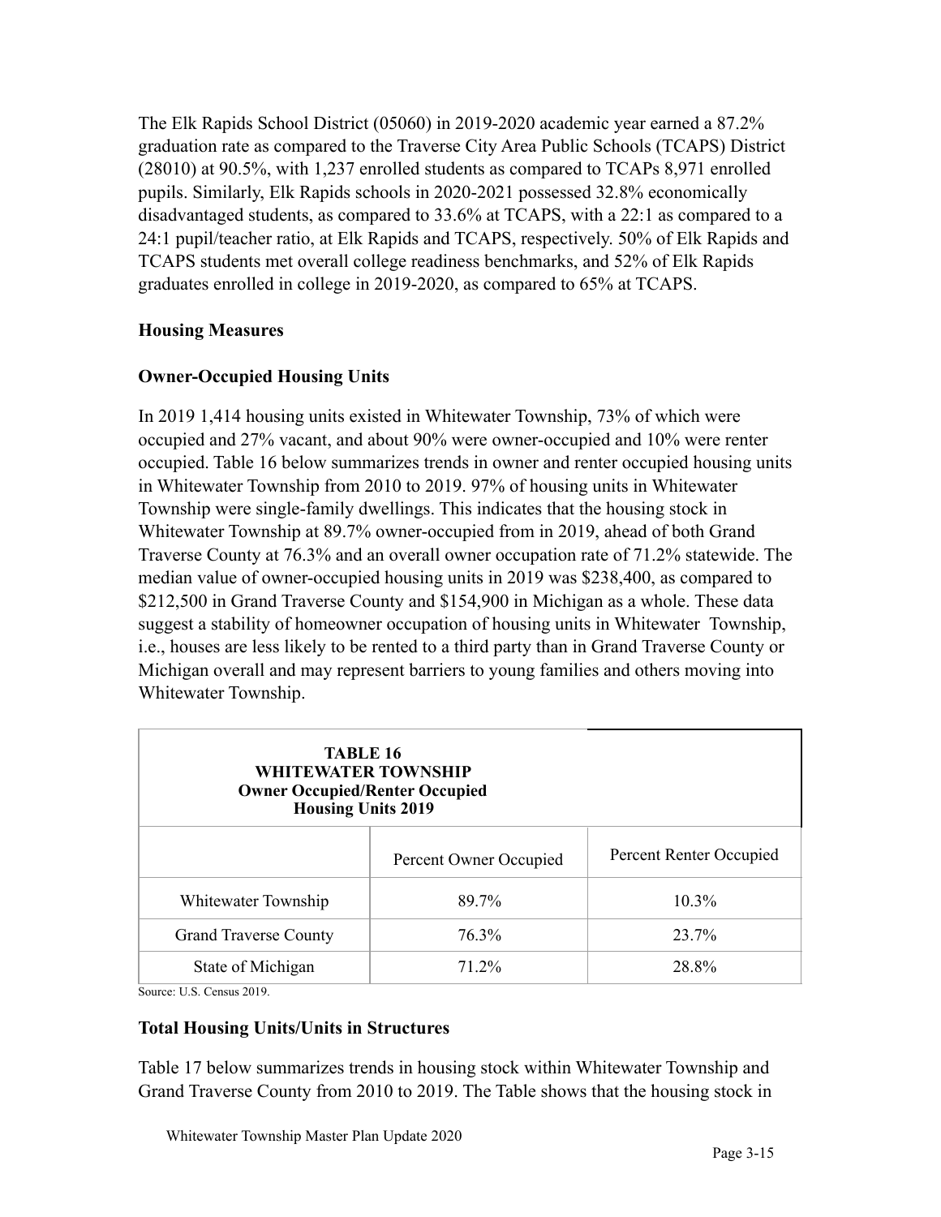The Elk Rapids School District (05060) in 2019-2020 academic year earned a 87.2% graduation rate as compared to the Traverse City Area Public Schools (TCAPS) District (28010) at 90.5%, with 1,237 enrolled students as compared to TCAPs 8,971 enrolled pupils. Similarly, Elk Rapids schools in 2020-2021 possessed 32.8% economically disadvantaged students, as compared to 33.6% at TCAPS, with a 22:1 as compared to a 24:1 pupil/teacher ratio, at Elk Rapids and TCAPS, respectively. 50% of Elk Rapids and TCAPS students met overall college readiness benchmarks, and 52% of Elk Rapids graduates enrolled in college in 2019-2020, as compared to 65% at TCAPS.

### Housing Measures

### Owner-Occupied Housing Units

In 2019 1,414 housing units existed in Whitewater Township, 73% of which were occupied and 27% vacant, and about 90% were owner-occupied and 10% were renter occupied. Table 16 below summarizes trends in owner and renter occupied housing units in Whitewater Township from 2010 to 2019. 97% of housing units in Whitewater Township were single-family dwellings. This indicates that the housing stock in Whitewater Township at 89.7% owner-occupied from in 2019, ahead of both Grand Traverse County at 76.3% and an overall owner occupation rate of 71.2% statewide. The median value of owner-occupied housing units in 2019 was $238,400, as compared to $212,500 in Grand Traverse County and $154,900 in Michigan as a whole. These data suggest a stability of homeowner occupation of housing units in Whitewater Township, i.e., houses are less likely to be rented to a third party than in Grand Traverse County or Michigan overall and may represent barriers to young families and others moving into Whitewater Township.

**TABLE 16**
**WHITEWATER TOWNSHIP**
**Owner Occupied/Renter Occupied**
**Housing Units 2019**

| | Percent Owner Occupied | Percent Renter Occupied |
|---|---|---|
| Whitewater Township | 89.7% | 10.3% |
| Grand Traverse County | 76.3% | 23.7% |
| State of Michigan | 71.2% | 28.8% |

Source: U.S. Census 2019.

### Total Housing Units/Units in Structures

Table 17 below summarizes trends in housing stock within Whitewater Township and Grand Traverse County from 2010 to 2019. The Table shows that the housing stock in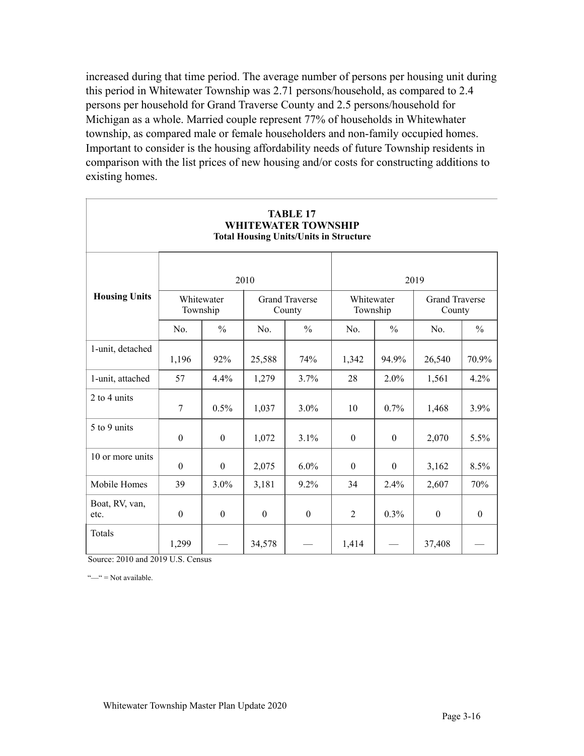increased during that time period. The average number of persons per housing unit during this period in Whitewater Township was 2.71 persons/household, as compared to 2.4 persons per household for Grand Traverse County and 2.5 persons/household for Michigan as a whole. Married couple represent 77% of households in Whitewhater township, as compared male or female householders and non-family occupied homes. Important to consider is the housing affordability needs of future Township residents in comparison with the list prices of new housing and/or costs for constructing additions to existing homes.

**TABLE 17**
**WHITEWATER TOWNSHIP**
**Total Housing Units/Units in Structure**

| Housing Units | 2010 | | | | 2019 | | | |
|---|---|---|---|---|---|---|---|---|
| | Whitewater Township | | Grand Traverse County | | Whitewater Township | | Grand Traverse County | |
| | No. | % | No. | % | No. | % | No. | % |
| 1-unit, detached | 1,196 | 92% | 25,588 | 74% | 1,342 | 94.9% | 26,540 | 70.9% |
| 1-unit, attached | 57 | 4.4% | 1,279 | 3.7% | 28 | 2.0% | 1,561 | 4.2% |
| 2 to 4 units | 7 | 0.5% | 1,037 | 3.0% | 10 | 0.7% | 1,468 | 3.9% |
| 5 to 9 units | 0 | 0 | 1,072 | 3.1% | 0 | 0 | 2,070 | 5.5% |
| 10 or more units | 0 | 0 | 2,075 | 6.0% | 0 | 0 | 3,162 | 8.5% |
| Mobile Homes | 39 | 3.0% | 3,181 | 9.2% | 34 | 2.4% | 2,607 | 70% |
| Boat, RV, van, etc. | 0 | 0 | 0 | 0 | 2 | 0.3% | 0 | 0 |
| Totals | 1,299 | — | 34,578 | — | 1,414 | — | 37,408 | — |

Source: 2010 and 2019 U.S. Census

"—" = Not available.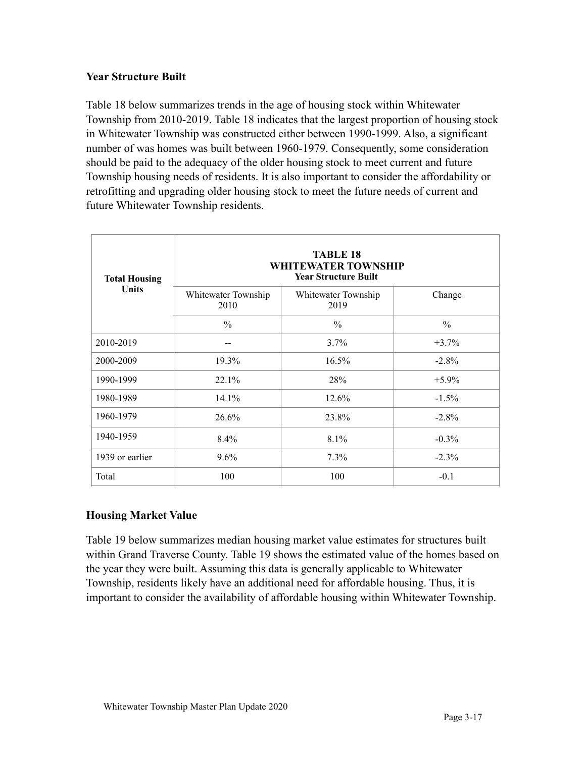### Year Structure Built

Table 18 below summarizes trends in the age of housing stock within Whitewater Township from 2010-2019. Table 18 indicates that the largest proportion of housing stock in Whitewater Township was constructed either between 1990-1999. Also, a significant number of was homes was built between 1960-1979. Consequently, some consideration should be paid to the adequacy of the older housing stock to meet current and future Township housing needs of residents. It is also important to consider the affordability or retrofitting and upgrading older housing stock to meet the future needs of current and future Whitewater Township residents.

| **Total Housing Units** | **TABLE 18<br>WHITEWATER TOWNSHIP<br>Year Structure Built** | | |
|---|---|---|---|
| | Whitewater Township 2010 | Whitewater Township 2019 | Change |
| | % | % | % |
| 2010-2019 | -- | 3.7% | +3.7% |
| 2000-2009 | 19.3% | 16.5% | -2.8% |
| 1990-1999 | 22.1% | 28% | +5.9% |
| 1980-1989 | 14.1% | 12.6% | -1.5% |
| 1960-1979 | 26.6% | 23.8% | -2.8% |
| 1940-1959 | 8.4% | 8.1% | -0.3% |
| 1939 or earlier | 9.6% | 7.3% | -2.3% |
| Total | 100 | 100 | -0.1 |

### Housing Market Value

Table 19 below summarizes median housing market value estimates for structures built within Grand Traverse County. Table 19 shows the estimated value of the homes based on the year they were built. Assuming this data is generally applicable to Whitewater Township, residents likely have an additional need for affordable housing. Thus, it is important to consider the availability of affordable housing within Whitewater Township.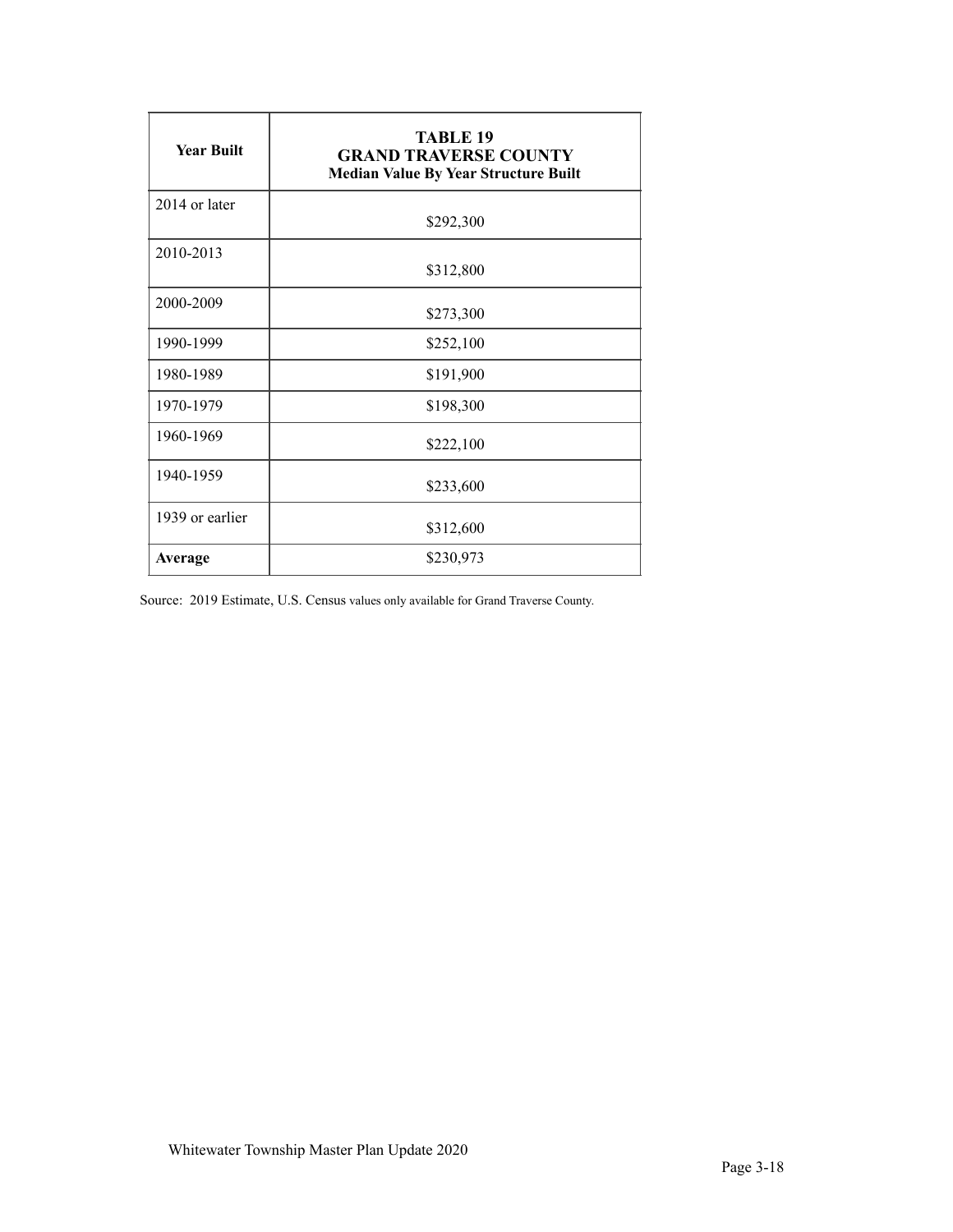| Year Built | TABLE 19<br>GRAND TRAVERSE COUNTY<br>Median Value By Year Structure Built |
|---|---|
| 2014 or later | $292,300 |
| 2010-2013 | $312,800 |
| 2000-2009 | $273,300 |
| 1990-1999 | $252,100 |
| 1980-1989 | $191,900 |
| 1970-1979 | $198,300 |
| 1960-1969 | $222,100 |
| 1940-1959 | $233,600 |
| 1939 or earlier | $312,600 |
| **Average** | $230,973 |

Source: 2019 Estimate, U.S. Census values only available for Grand Traverse County.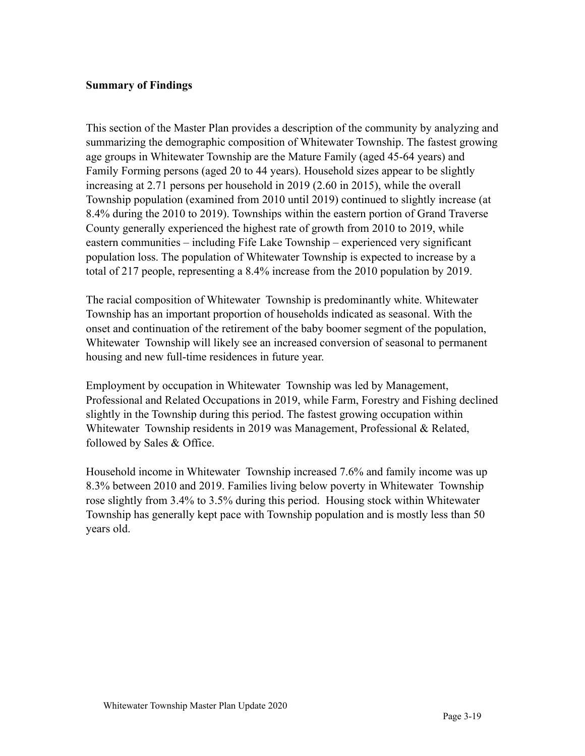**Summary of Findings**

This section of the Master Plan provides a description of the community by analyzing and summarizing the demographic composition of Whitewater Township. The fastest growing age groups in Whitewater Township are the Mature Family (aged 45-64 years) and Family Forming persons (aged 20 to 44 years). Household sizes appear to be slightly increasing at 2.71 persons per household in 2019 (2.60 in 2015), while the overall Township population (examined from 2010 until 2019) continued to slightly increase (at 8.4% during the 2010 to 2019). Townships within the eastern portion of Grand Traverse County generally experienced the highest rate of growth from 2010 to 2019, while eastern communities – including Fife Lake Township – experienced very significant population loss. The population of Whitewater Township is expected to increase by a total of 217 people, representing a 8.4% increase from the 2010 population by 2019.

The racial composition of Whitewater Township is predominantly white. Whitewater Township has an important proportion of households indicated as seasonal. With the onset and continuation of the retirement of the baby boomer segment of the population, Whitewater Township will likely see an increased conversion of seasonal to permanent housing and new full-time residences in future year.

Employment by occupation in Whitewater Township was led by Management, Professional and Related Occupations in 2019, while Farm, Forestry and Fishing declined slightly in the Township during this period. The fastest growing occupation within Whitewater Township residents in 2019 was Management, Professional & Related, followed by Sales & Office.

Household income in Whitewater Township increased 7.6% and family income was up 8.3% between 2010 and 2019. Families living below poverty in Whitewater Township rose slightly from 3.4% to 3.5% during this period. Housing stock within Whitewater Township has generally kept pace with Township population and is mostly less than 50 years old.